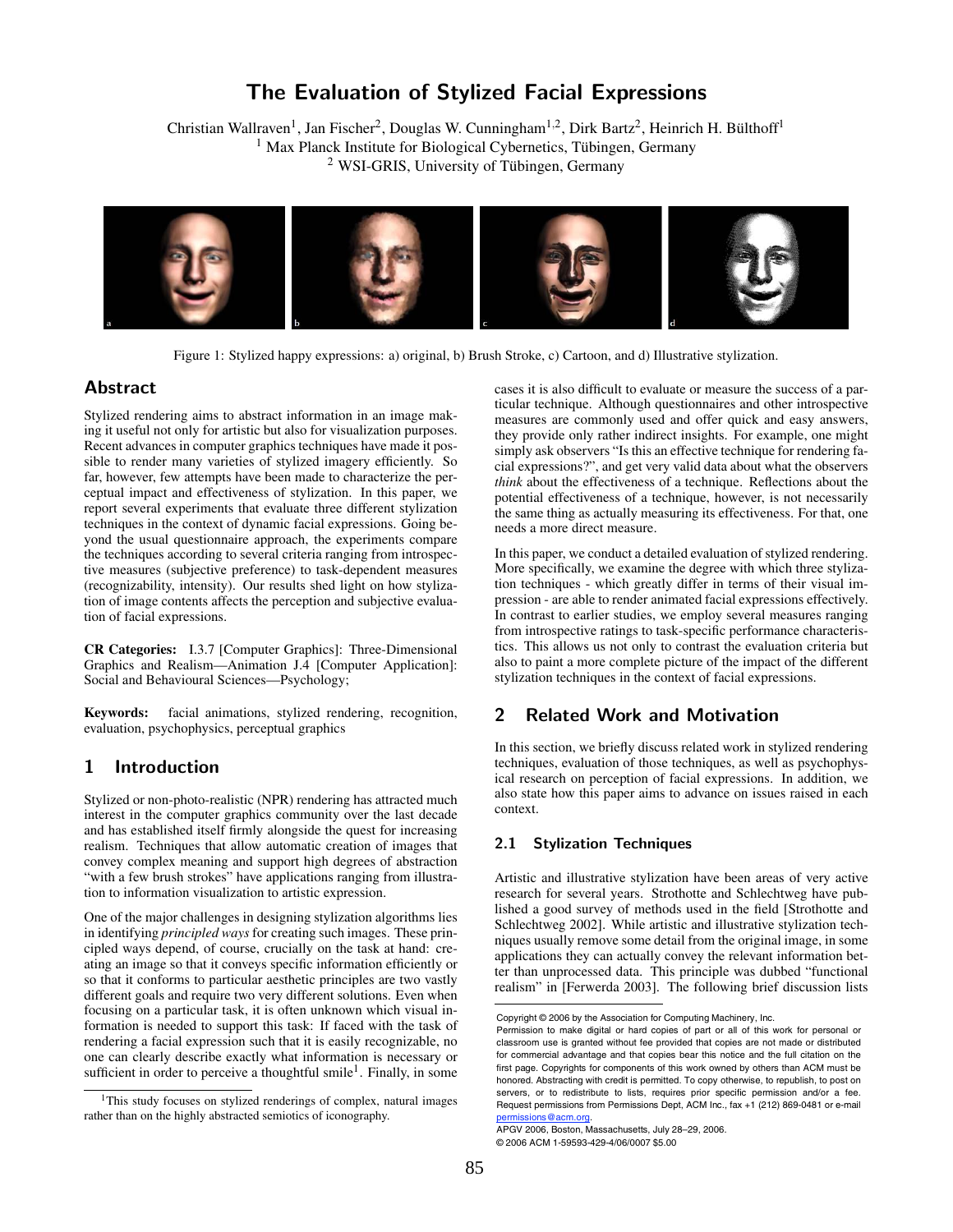# The Evaluation of Stylized Facial Expressions

Christian Wallraven[1], Jan Fischer[2], Douglas W. Cunningham[1,2], Dirk Bartz[2], Heinrich H. Bülthoff[1]

[1] Max Planck Institute for Biological Cybernetics, Tübingen, Germany

[2] WSI-GRIS, University of Tübingen, Germany

Figure 1: Stylized happy expressions: a) original, b) Brush Stroke, c) Cartoon, and d) Illustrative stylization.

## Abstract

Stylized rendering aims to abstract information in an image making it useful not only for artistic but also for visualization purposes. Recent advances in computer graphics techniques have made it possible to render many varieties of stylized imagery efficiently. So far, however, few attempts have been made to characterize the perceptual impact and effectiveness of stylization. In this paper, we report several experiments that evaluate three different stylization techniques in the context of dynamic facial expressions. Going beyond the usual questionnaire approach, the experiments compare the techniques according to several criteria ranging from introspective measures (subjective preference) to task-dependent measures (recognizability, intensity). Our results shed light on how stylization of image contents affects the perception and subjective evaluation of facial expressions.

**CR Categories:** I.3.7 [Computer Graphics]: Three-Dimensional Graphics and Realism—Animation J.4 [Computer Application]: Social and Behavioural Sciences—Psychology;

**Keywords:** facial animations, stylized rendering, recognition, evaluation, psychophysics, perceptual graphics

## 1 Introduction

Stylized or non-photo-realistic (NPR) rendering has attracted much interest in the computer graphics community over the last decade and has established itself firmly alongside the quest for increasing realism. Techniques that allow automatic creation of images that convey complex meaning and support high degrees of abstraction "with a few brush strokes" have applications ranging from illustration to information visualization to artistic expression.

One of the major challenges in designing stylization algorithms lies in identifying *principled ways* for creating such images. These principled ways depend, of course, crucially on the task at hand: creating an image so that it conveys specific information efficiently or so that it conforms to particular aesthetic principles are two vastly different goals and require two very different solutions. Even when focusing on a particular task, it is often unknown which visual information is needed to support this task: If faced with the task of rendering a facial expression such that it is easily recognizable, no one can clearly describe exactly what information is necessary or sufficient in order to perceive a thoughtful smile[1]. Finally, in some cases it is also difficult to evaluate or measure the success of a particular technique. Although questionnaires and other introspective measures are commonly used and offer quick and easy answers, they provide only rather indirect insights. For example, one might simply ask observers "Is this an effective technique for rendering facial expressions?", and get very valid data about what the observers *think* about the effectiveness of a technique. Reflections about the potential effectiveness of a technique, however, is not necessarily the same thing as actually measuring its effectiveness. For that, one needs a more direct measure.

[1]This study focuses on stylized renderings of complex, natural images rather than on the highly abstracted semiotics of iconography.

In this paper, we conduct a detailed evaluation of stylized rendering. More specifically, we examine the degree with which three stylization techniques - which greatly differ in terms of their visual impression - are able to render animated facial expressions effectively. In contrast to earlier studies, we employ several measures ranging from introspective ratings to task-specific performance characteristics. This allows us not only to contrast the evaluation criteria but also to paint a more complete picture of the impact of the different stylization techniques in the context of facial expressions.

## 2 Related Work and Motivation

In this section, we briefly discuss related work in stylized rendering techniques, evaluation of those techniques, as well as psychophysical research on perception of facial expressions. In addition, we also state how this paper aims to advance on issues raised in each context.

### 2.1 Stylization Techniques

Artistic and illustrative stylization have been areas of very active research for several years. Strothotte and Schlechtweg have published a good survey of methods used in the field [Strothotte and Schlechtweg 2002]. While artistic and illustrative stylization techniques usually remove some detail from the original image, in some applications they can actually convey the relevant information better than unprocessed data. This principle was dubbed "functional realism" in [Ferwerda 2003]. The following brief discussion lists

Copyright © 2006 by the Association for Computing Machinery, Inc.
Permission to make digital or hard copies of part or all of this work for personal or classroom use is granted without fee provided that copies are not made or distributed for commercial advantage and that copies bear this notice and the full citation on the first page. Copyrights for components of this work owned by others than ACM must be honored. Abstracting with credit is permitted. To copy otherwise, to republish, to post on servers, or to redistribute to lists, requires prior specific permission and/or a fee. Request permissions from Permissions Dept, ACM Inc., fax +1 (212) 869-0481 or e-mail permissions@acm.org.
APGV 2006, Boston, Massachusetts, July 28–29, 2006.
© 2006 ACM 1-59593-429-4/06/0007 $5.00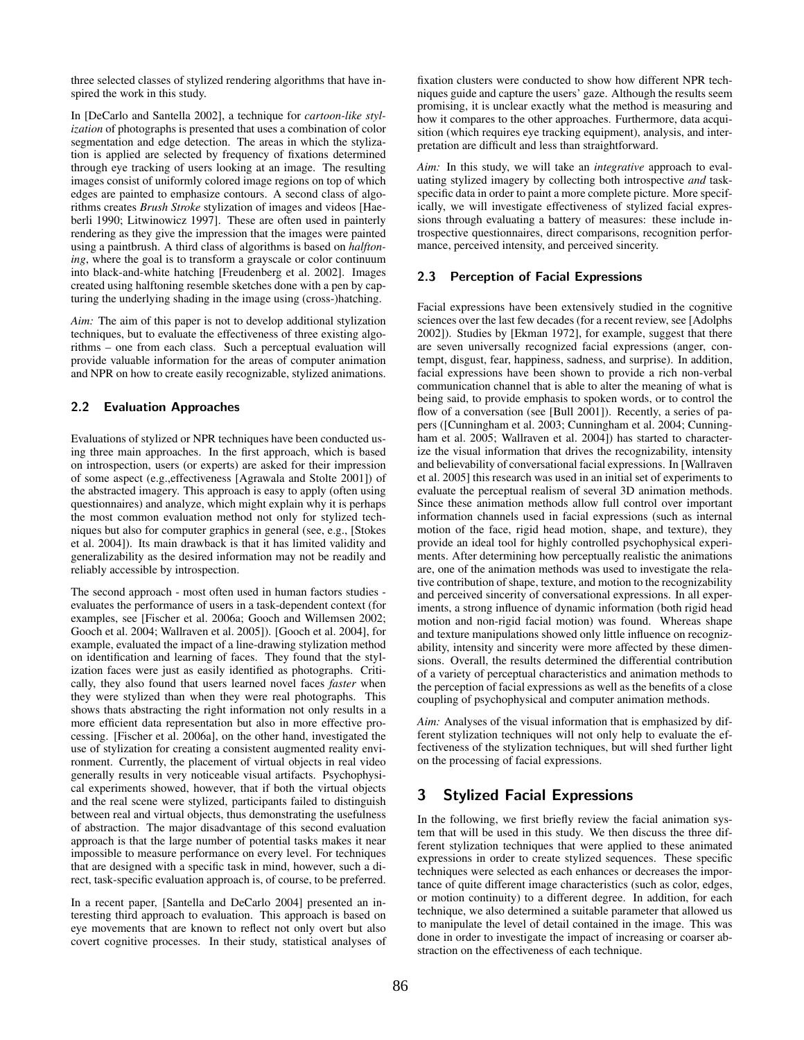three selected classes of stylized rendering algorithms that have inspired the work in this study.

In [DeCarlo and Santella 2002], a technique for *cartoon-like stylization* of photographs is presented that uses a combination of color segmentation and edge detection. The areas in which the stylization is applied are selected by frequency of fixations determined through eye tracking of users looking at an image. The resulting images consist of uniformly colored image regions on top of which edges are painted to emphasize contours. A second class of algorithms creates *Brush Stroke* stylization of images and videos [Haeberli 1990; Litwinowicz 1997]. These are often used in painterly rendering as they give the impression that the images were painted using a paintbrush. A third class of algorithms is based on *halftoning*, where the goal is to transform a grayscale or color continuum into black-and-white hatching [Freudenberg et al. 2002]. Images created using halftoning resemble sketches done with a pen by capturing the underlying shading in the image using (cross-)hatching.

*Aim:* The aim of this paper is not to develop additional stylization techniques, but to evaluate the effectiveness of three existing algorithms – one from each class. Such a perceptual evaluation will provide valuable information for the areas of computer animation and NPR on how to create easily recognizable, stylized animations.

### 2.2 Evaluation Approaches

Evaluations of stylized or NPR techniques have been conducted using three main approaches. In the first approach, which is based on introspection, users (or experts) are asked for their impression of some aspect (e.g.,effectiveness [Agrawala and Stolte 2001]) of the abstracted imagery. This approach is easy to apply (often using questionnaires) and analyze, which might explain why it is perhaps the most common evaluation method not only for stylized techniques but also for computer graphics in general (see, e.g., [Stokes et al. 2004]). Its main drawback is that it has limited validity and generalizability as the desired information may not be readily and reliably accessible by introspection.

The second approach - most often used in human factors studies - evaluates the performance of users in a task-dependent context (for examples, see [Fischer et al. 2006a; Gooch and Willemsen 2002; Gooch et al. 2004; Wallraven et al. 2005]). [Gooch et al. 2004], for example, evaluated the impact of a line-drawing stylization method on identification and learning of faces. They found that the stylization faces were just as easily identified as photographs. Critically, they also found that users learned novel faces *faster* when they were stylized than when they were real photographs. This shows thats abstracting the right information not only results in a more efficient data representation but also in more effective processing. [Fischer et al. 2006a], on the other hand, investigated the use of stylization for creating a consistent augmented reality environment. Currently, the placement of virtual objects in real video generally results in very noticeable visual artifacts. Psychophysical experiments showed, however, that if both the virtual objects and the real scene were stylized, participants failed to distinguish between real and virtual objects, thus demonstrating the usefulness of abstraction. The major disadvantage of this second evaluation approach is that the large number of potential tasks makes it near impossible to measure performance on every level. For techniques that are designed with a specific task in mind, however, such a direct, task-specific evaluation approach is, of course, to be preferred.

In a recent paper, [Santella and DeCarlo 2004] presented an interesting third approach to evaluation. This approach is based on eye movements that are known to reflect not only overt but also covert cognitive processes. In their study, statistical analyses of fixation clusters were conducted to show how different NPR techniques guide and capture the users' gaze. Although the results seem promising, it is unclear exactly what the method is measuring and how it compares to the other approaches. Furthermore, data acquisition (which requires eye tracking equipment), analysis, and interpretation are difficult and less than straightforward.

*Aim:* In this study, we will take an *integrative* approach to evaluating stylized imagery by collecting both introspective *and* task-specific data in order to paint a more complete picture. More specifically, we will investigate effectiveness of stylized facial expressions through evaluating a battery of measures: these include introspective questionnaires, direct comparisons, recognition performance, perceived intensity, and perceived sincerity.

### 2.3 Perception of Facial Expressions

Facial expressions have been extensively studied in the cognitive sciences over the last few decades (for a recent review, see [Adolphs 2002]). Studies by [Ekman 1972], for example, suggest that there are seven universally recognized facial expressions (anger, contempt, disgust, fear, happiness, sadness, and surprise). In addition, facial expressions have been shown to provide a rich non-verbal communication channel that is able to alter the meaning of what is being said, to provide emphasis to spoken words, or to control the flow of a conversation (see [Bull 2001]). Recently, a series of papers ([Cunningham et al. 2003; Cunningham et al. 2004; Cunningham et al. 2005; Wallraven et al. 2004]) has started to characterize the visual information that drives the recognizability, intensity and believability of conversational facial expressions. In [Wallraven et al. 2005] this research was used in an initial set of experiments to evaluate the perceptual realism of several 3D animation methods. Since these animation methods allow full control over important information channels used in facial expressions (such as internal motion of the face, rigid head motion, shape, and texture), they provide an ideal tool for highly controlled psychophysical experiments. After determining how perceptually realistic the animations are, one of the animation methods was used to investigate the relative contribution of shape, texture, and motion to the recognizability and perceived sincerity of conversational expressions. In all experiments, a strong influence of dynamic information (both rigid head motion and non-rigid facial motion) was found. Whereas shape and texture manipulations showed only little influence on recognizability, intensity and sincerity were more affected by these dimensions. Overall, the results determined the differential contribution of a variety of perceptual characteristics and animation methods to the perception of facial expressions as well as the benefits of a close coupling of psychophysical and computer animation methods.

*Aim:* Analyses of the visual information that is emphasized by different stylization techniques will not only help to evaluate the effectiveness of the stylization techniques, but will shed further light on the processing of facial expressions.

## 3 Stylized Facial Expressions

In the following, we first briefly review the facial animation system that will be used in this study. We then discuss the three different stylization techniques that were applied to these animated expressions in order to create stylized sequences. These specific techniques were selected as each enhances or decreases the importance of quite different image characteristics (such as color, edges, or motion continuity) to a different degree. In addition, for each technique, we also determined a suitable parameter that allowed us to manipulate the level of detail contained in the image. This was done in order to investigate the impact of increasing or coarser abstraction on the effectiveness of each technique.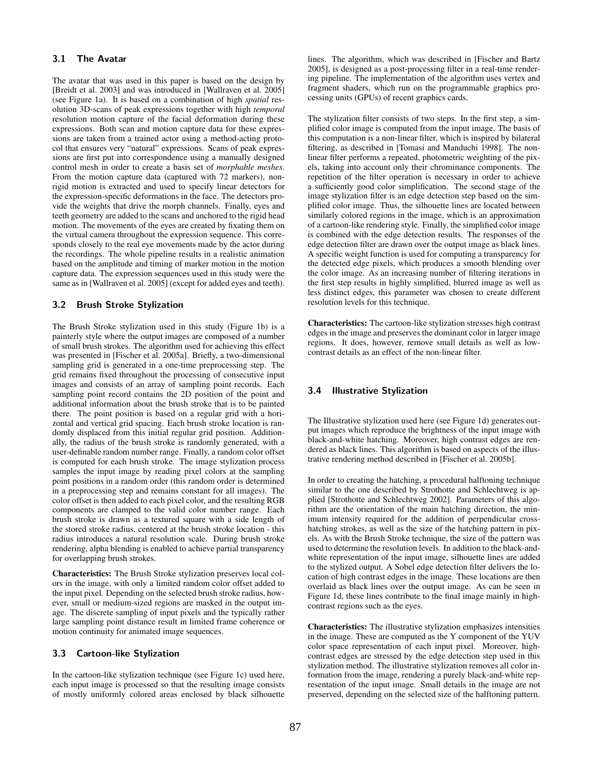### 3.1 The Avatar

The avatar that was used in this paper is based on the design by [Breidt et al. 2003] and was introduced in [Wallraven et al. 2005] (see Figure 1a). It is based on a combination of high *spatial* resolution 3D-scans of peak expressions together with high *temporal* resolution motion capture of the facial deformation during these expressions. Both scan and motion capture data for these expressions are taken from a trained actor using a method-acting protocol that ensures very "natural" expressions. Scans of peak expressions are first put into correspondence using a manually designed control mesh in order to create a basis set of *morphable meshes*. From the motion capture data (captured with 72 markers), nonrigid motion is extracted and used to specify linear detectors for the expression-specific deformations in the face. The detectors provide the weights that drive the morph channels. Finally, eyes and teeth geometry are added to the scans and anchored to the rigid head motion. The movements of the eyes are created by fixating them on the virtual camera throughout the expression sequence. This corresponds closely to the real eye movements made by the actor during the recordings. The whole pipeline results in a realistic animation based on the amplitude and timing of marker motion in the motion capture data. The expression sequences used in this study were the same as in [Wallraven et al. 2005] (except for added eyes and teeth).

### 3.2 Brush Stroke Stylization

The Brush Stroke stylization used in this study (Figure 1b) is a painterly style where the output images are composed of a number of small brush strokes. The algorithm used for achieving this effect was presented in [Fischer et al. 2005a]. Briefly, a two-dimensional sampling grid is generated in a one-time preprocessing step. The grid remains fixed throughout the processing of consecutive input images and consists of an array of sampling point records. Each sampling point record contains the 2D position of the point and additional information about the brush stroke that is to be painted there. The point position is based on a regular grid with a horizontal and vertical grid spacing. Each brush stroke location is randomly displaced from this initial regular grid position. Additionally, the radius of the brush stroke is randomly generated, with a user-definable random number range. Finally, a random color offset is computed for each brush stroke. The image stylization process samples the input image by reading pixel colors at the sampling point positions in a random order (this random order is determined in a preprocessing step and remains constant for all images). The color offset is then added to each pixel color, and the resulting RGB components are clamped to the valid color number range. Each brush stroke is drawn as a textured square with a side length of the stored stroke radius, centered at the brush stroke location - this radius introduces a natural resolution scale. During brush stroke rendering, alpha blending is enabled to achieve partial transparency for overlapping brush strokes.

**Characteristics:** The Brush Stroke stylization preserves local colors in the image, with only a limited random color offset added to the input pixel. Depending on the selected brush stroke radius, however, small or medium-sized regions are masked in the output image. The discrete sampling of input pixels and the typically rather large sampling point distance result in limited frame coherence or motion continuity for animated image sequences.

### 3.3 Cartoon-like Stylization

In the cartoon-like stylization technique (see Figure 1c) used here, each input image is processed so that the resulting image consists of mostly uniformly colored areas enclosed by black silhouette lines. The algorithm, which was described in [Fischer and Bartz 2005], is designed as a post-processing filter in a real-time rendering pipeline. The implementation of the algorithm uses vertex and fragment shaders, which run on the programmable graphics processing units (GPUs) of recent graphics cards.

The stylization filter consists of two steps. In the first step, a simplified color image is computed from the input image. The basis of this computation is a non-linear filter, which is inspired by bilateral filtering, as described in [Tomasi and Manduchi 1998]. The nonlinear filter performs a repeated, photometric weighting of the pixels, taking into account only their chrominance components. The repetition of the filter operation is necessary in order to achieve a sufficiently good color simplification. The second stage of the image stylization filter is an edge detection step based on the simplified color image. Thus, the silhouette lines are located between similarly colored regions in the image, which is an approximation of a cartoon-like rendering style. Finally, the simplified color image is combined with the edge detection results. The responses of the edge detection filter are drawn over the output image as black lines. A specific weight function is used for computing a transparency for the detected edge pixels, which produces a smooth blending over the color image. As an increasing number of filtering iterations in the first step results in highly simplified, blurred image as well as less distinct edges, this parameter was chosen to create different resolution levels for this technique.

**Characteristics:** The cartoon-like stylization stresses high contrast edges in the image and preserves the dominant color in larger image regions. It does, however, remove small details as well as low-contrast details as an effect of the non-linear filter.

### 3.4 Illustrative Stylization

The Illustrative stylization used here (see Figure 1d) generates output images which reproduce the brightness of the input image with black-and-white hatching. Moreover, high contrast edges are rendered as black lines. This algorithm is based on aspects of the illustrative rendering method described in [Fischer et al. 2005b].

In order to creating the hatching, a procedural halftoning technique similar to the one described by Strothotte and Schlechtweg is applied [Strothotte and Schlechtweg 2002]. Parameters of this algorithm are the orientation of the main hatching direction, the minimum intensity required for the addition of perpendicular cross-hatching strokes, as well as the size of the hatching pattern in pixels. As with the Brush Stroke technique, the size of the pattern was used to determine the resolution levels. In addition to the black-and-white representation of the input image, silhouette lines are added to the stylized output. A Sobel edge detection filter delivers the location of high contrast edges in the image. These locations are then overlaid as black lines over the output image. As can be seen in Figure 1d, these lines contribute to the final image mainly in high-contrast regions such as the eyes.

**Characteristics:** The illustrative stylization emphasizes intensities in the image. These are computed as the Y component of the YUV color space representation of each input pixel. Moreover, high-contrast edges are stressed by the edge detection step used in this stylization method. The illustrative stylization removes all color information from the image, rendering a purely black-and-white representation of the input image. Small details in the image are not preserved, depending on the selected size of the halftoning pattern.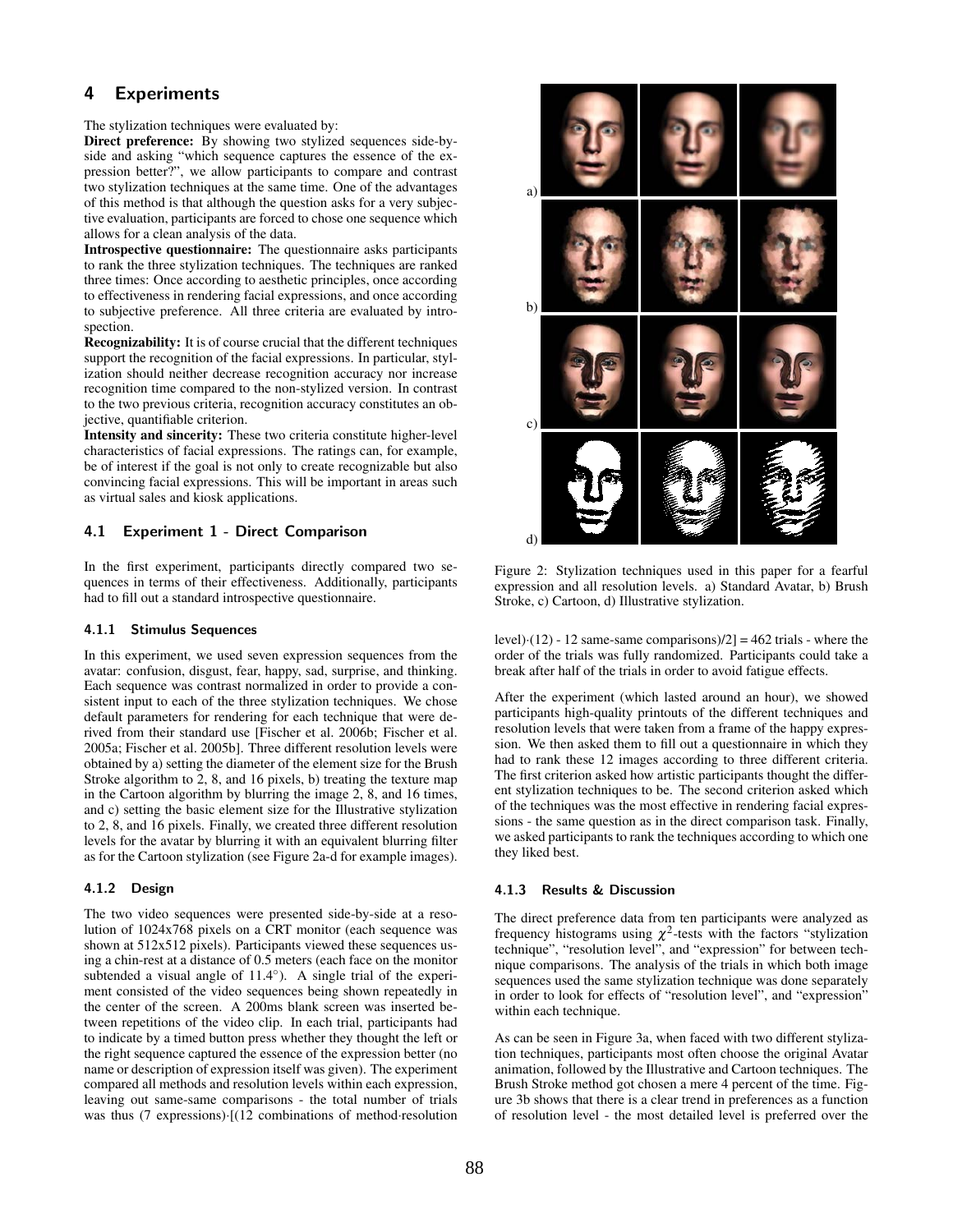## 4 Experiments

The stylization techniques were evaluated by:

**Direct preference:** By showing two stylized sequences side-by-side and asking "which sequence captures the essence of the expression better?", we allow participants to compare and contrast two stylization techniques at the same time. One of the advantages of this method is that although the question asks for a very subjective evaluation, participants are forced to chose one sequence which allows for a clean analysis of the data.

**Introspective questionnaire:** The questionnaire asks participants to rank the three stylization techniques. The techniques are ranked three times: Once according to aesthetic principles, once according to effectiveness in rendering facial expressions, and once according to subjective preference. All three criteria are evaluated by introspection.

**Recognizability:** It is of course crucial that the different techniques support the recognition of the facial expressions. In particular, stylization should neither decrease recognition accuracy nor increase recognition time compared to the non-stylized version. In contrast to the two previous criteria, recognition accuracy constitutes an objective, quantifiable criterion.

**Intensity and sincerity:** These two criteria constitute higher-level characteristics of facial expressions. The ratings can, for example, be of interest if the goal is not only to create recognizable but also convincing facial expressions. This will be important in areas such as virtual sales and kiosk applications.

### 4.1 Experiment 1 - Direct Comparison

In the first experiment, participants directly compared two sequences in terms of their effectiveness. Additionally, participants had to fill out a standard introspective questionnaire.

#### 4.1.1 Stimulus Sequences

In this experiment, we used seven expression sequences from the avatar: confusion, disgust, fear, happy, sad, surprise, and thinking. Each sequence was contrast normalized in order to provide a consistent input to each of the three stylization techniques. We chose default parameters for rendering for each technique that were derived from their standard use [Fischer et al. 2006b; Fischer et al. 2005a; Fischer et al. 2005b]. Three different resolution levels were obtained by a) setting the diameter of the element size for the Brush Stroke algorithm to 2, 8, and 16 pixels, b) treating the texture map in the Cartoon algorithm by blurring the image 2, 8, and 16 times, and c) setting the basic element size for the Illustrative stylization to 2, 8, and 16 pixels. Finally, we created three different resolution levels for the avatar by blurring it with an equivalent blurring filter as for the Cartoon stylization (see Figure 2a-d for example images).

#### 4.1.2 Design

The two video sequences were presented side-by-side at a resolution of 1024x768 pixels on a CRT monitor (each sequence was shown at 512x512 pixels). Participants viewed these sequences using a chin-rest at a distance of 0.5 meters (each face on the monitor subtended a visual angle of 11.4°). A single trial of the experiment consisted of the video sequences being shown repeatedly in the center of the screen. A 200ms blank screen was inserted between repetitions of the video clip. In each trial, participants had to indicate by a timed button press whether they thought the left or the right sequence captured the essence of the expression better (no name or description of expression itself was given). The experiment compared all methods and resolution levels within each expression, leaving out same-same comparisons - the total number of trials was thus (7 expressions)·[(12 combinations of method·resolution level)·(12) - 12 same-same comparisons)/2] = 462 trials - where the order of the trials was fully randomized. Participants could take a break after half of the trials in order to avoid fatigue effects.

Figure 2: Stylization techniques used in this paper for a fearful expression and all resolution levels. a) Standard Avatar, b) Brush Stroke, c) Cartoon, d) Illustrative stylization.

After the experiment (which lasted around an hour), we showed participants high-quality printouts of the different techniques and resolution levels that were taken from a frame of the happy expression. We then asked them to fill out a questionnaire in which they had to rank these 12 images according to three different criteria. The first criterion asked how artistic participants thought the different stylization techniques to be. The second criterion asked which of the techniques was the most effective in rendering facial expressions - the same question as in the direct comparison task. Finally, we asked participants to rank the techniques according to which one they liked best.

#### 4.1.3 Results & Discussion

The direct preference data from ten participants were analyzed as frequency histograms using $\chi^2$-tests with the factors "stylization technique", "resolution level", and "expression" for between technique comparisons. The analysis of the trials in which both image sequences used the same stylization technique was done separately in order to look for effects of "resolution level", and "expression" within each technique.

As can be seen in Figure 3a, when faced with two different stylization techniques, participants most often choose the original Avatar animation, followed by the Illustrative and Cartoon techniques. The Brush Stroke method got chosen a mere 4 percent of the time. Figure 3b shows that there is a clear trend in preferences as a function of resolution level - the most detailed level is preferred over the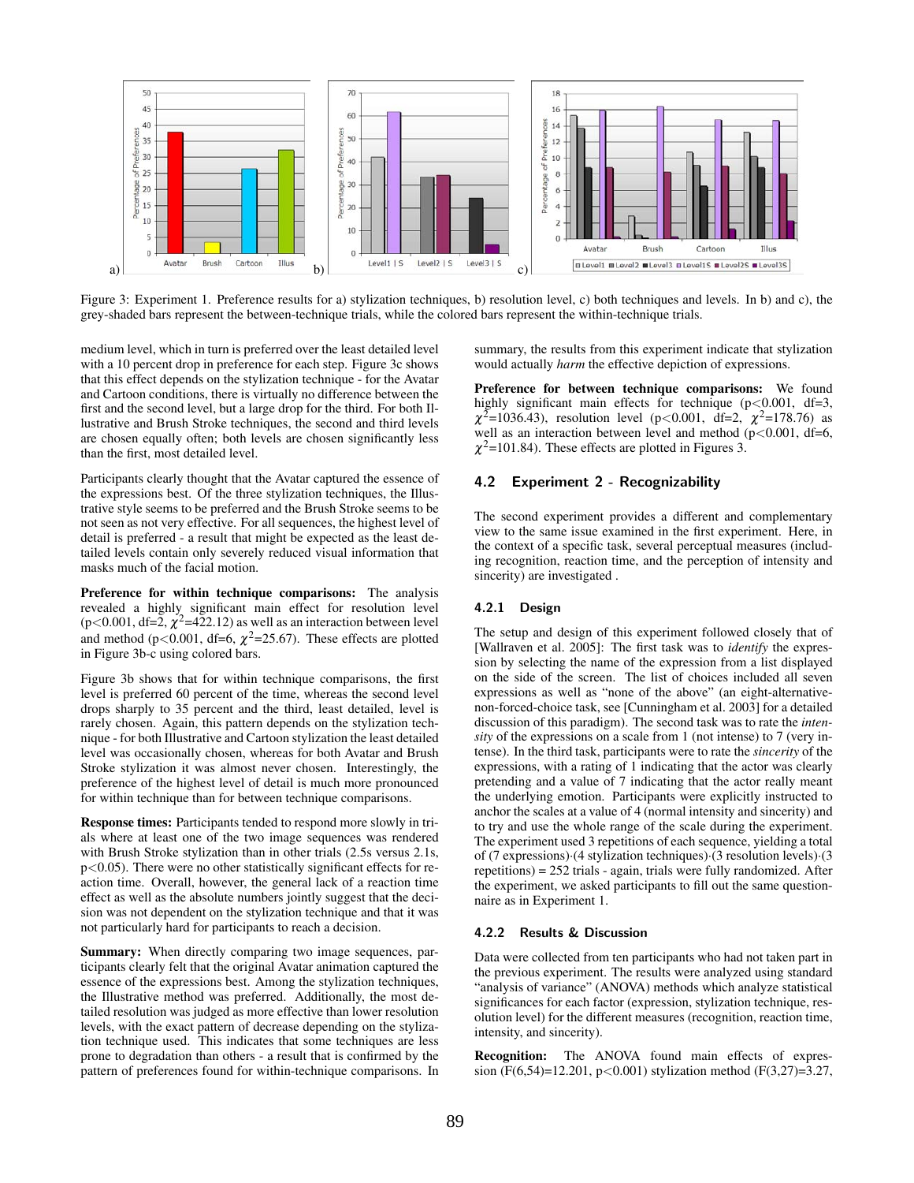Figure 3: Experiment 1. Preference results for a) stylization techniques, b) resolution level, c) both techniques and levels. In b) and c), the grey-shaded bars represent the between-technique trials, while the colored bars represent the within-technique trials.

medium level, which in turn is preferred over the least detailed level with a 10 percent drop in preference for each step. Figure 3c shows that this effect depends on the stylization technique - for the Avatar and Cartoon conditions, there is virtually no difference between the first and the second level, but a large drop for the third. For both Illustrative and Brush Stroke techniques, the second and third levels are chosen equally often; both levels are chosen significantly less than the first, most detailed level.

Participants clearly thought that the Avatar captured the essence of the expressions best. Of the three stylization techniques, the Illustrative style seems to be preferred and the Brush Stroke seems to be not seen as not very effective. For all sequences, the highest level of detail is preferred - a result that might be expected as the least detailed levels contain only severely reduced visual information that masks much of the facial motion.

**Preference for within technique comparisons:** The analysis revealed a highly significant main effect for resolution level ($p<0.001$, df=2, $\chi^2$=422.12) as well as an interaction between level and method ($p<0.001$, df=6, $\chi^2$=25.67). These effects are plotted in Figure 3b-c using colored bars.

Figure 3b shows that for within technique comparisons, the first level is preferred 60 percent of the time, whereas the second level drops sharply to 35 percent and the third, least detailed, level is rarely chosen. Again, this pattern depends on the stylization technique - for both Illustrative and Cartoon stylization the least detailed level was occasionally chosen, whereas for both Avatar and Brush Stroke stylization it was almost never chosen. Interestingly, the preference of the highest level of detail is much more pronounced for within technique than for between technique comparisons.

**Response times:** Participants tended to respond more slowly in trials where at least one of the two image sequences was rendered with Brush Stroke stylization than in other trials (2.5s versus 2.1s, $p<0.05$). There were no other statistically significant effects for reaction time. Overall, however, the general lack of a reaction time effect as well as the absolute numbers jointly suggest that the decision was not dependent on the stylization technique and that it was not particularly hard for participants to reach a decision.

**Summary:** When directly comparing two image sequences, participants clearly felt that the original Avatar animation captured the essence of the expressions best. Among the stylization techniques, the Illustrative method was preferred. Additionally, the most detailed resolution was judged as more effective than lower resolution levels, with the exact pattern of decrease depending on the stylization technique used. This indicates that some techniques are less prone to degradation than others - a result that is confirmed by the pattern of preferences found for within-technique comparisons. In summary, the results from this experiment indicate that stylization would actually *harm* the effective depiction of expressions.

**Preference for between technique comparisons:** We found highly significant main effects for technique ($p<0.001$, df=3, $\chi^2$=1036.43), resolution level ($p<0.001$, df=2, $\chi^2$=178.76) as well as an interaction between level and method ($p<0.001$, df=6, $\chi^2$=101.84). These effects are plotted in Figures 3.

## 4.2 Experiment 2 - Recognizability

The second experiment provides a different and complementary view to the same issue examined in the first experiment. Here, in the context of a specific task, several perceptual measures (including recognition, reaction time, and the perception of intensity and sincerity) are investigated .

### 4.2.1 Design

The setup and design of this experiment followed closely that of [Wallraven et al. 2005]: The first task was to *identify* the expression by selecting the name of the expression from a list displayed on the side of the screen. The list of choices included all seven expressions as well as "none of the above" (an eight-alternative-non-forced-choice task, see [Cunningham et al. 2003] for a detailed discussion of this paradigm). The second task was to rate the *intensity* of the expressions on a scale from 1 (not intense) to 7 (very intense). In the third task, participants were to rate the *sincerity* of the expressions, with a rating of 1 indicating that the actor was clearly pretending and a value of 7 indicating that the actor really meant the underlying emotion. Participants were explicitly instructed to anchor the scales at a value of 4 (normal intensity and sincerity) and to try and use the whole range of the scale during the experiment. The experiment used 3 repetitions of each sequence, yielding a total of (7 expressions)·(4 stylization techniques)·(3 resolution levels)·(3 repetitions) = 252 trials - again, trials were fully randomized. After the experiment, we asked participants to fill out the same questionnaire as in Experiment 1.

### 4.2.2 Results & Discussion

Data were collected from ten participants who had not taken part in the previous experiment. The results were analyzed using standard "analysis of variance" (ANOVA) methods which analyze statistical significances for each factor (expression, stylization technique, resolution level) for the different measures (recognition, reaction time, intensity, and sincerity).

**Recognition:** The ANOVA found main effects of expression ($F(6,54)=12.201$, $p<0.001$) stylization method ($F(3,27)=3.27$,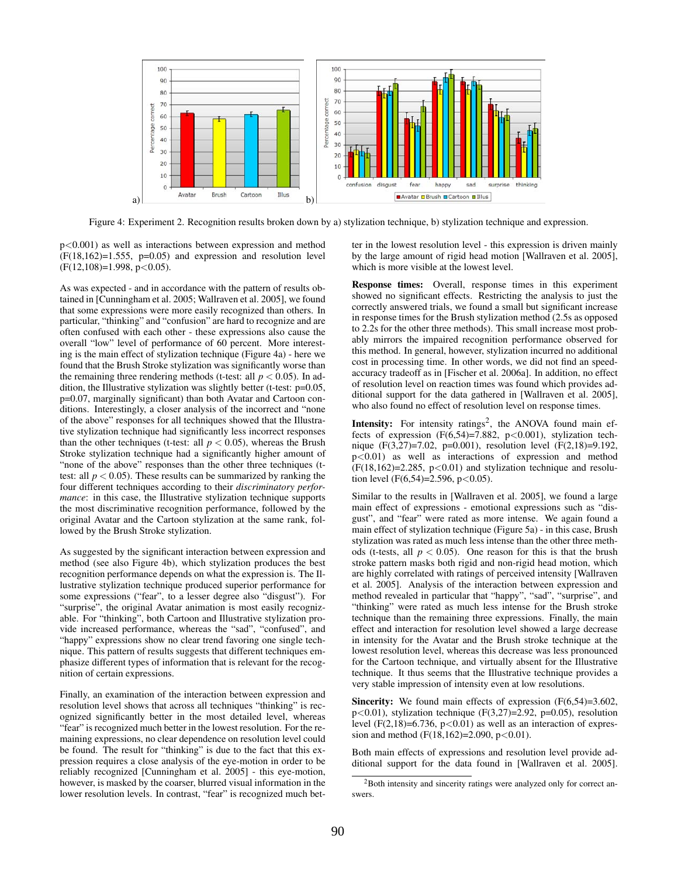Figure 4: Experiment 2. Recognition results broken down by a) stylization technique, b) stylization technique and expression.

$p<0.001$) as well as interactions between expression and method ($F(18,162)=1.555$, $p=0.05$) and expression and resolution level ($F(12,108)=1.998$, $p<0.05$).

As was expected - and in accordance with the pattern of results obtained in [Cunningham et al. 2005; Wallraven et al. 2005], we found that some expressions were more easily recognized than others. In particular, "thinking" and "confusion" are hard to recognize and are often confused with each other - these expressions also cause the overall "low" level of performance of 60 percent. More interesting is the main effect of stylization technique (Figure 4a) - here we found that the Brush Stroke stylization was significantly worse than the remaining three rendering methods (t-test: all $p < 0.05$). In addition, the Illustrative stylization was slightly better (t-test: p=0.05, p=0.07, marginally significant) than both Avatar and Cartoon conditions. Interestingly, a closer analysis of the incorrect and "none of the above" responses for all techniques showed that the Illustrative stylization technique had significantly less incorrect responses than the other techniques (t-test: all $p < 0.05$), whereas the Brush Stroke stylization technique had a significantly higher amount of "none of the above" responses than the other three techniques (t-test: all $p < 0.05$). These results can be summarized by ranking the four different techniques according to their *discriminatory performance*: in this case, the Illustrative stylization technique supports the most discriminative recognition performance, followed by the original Avatar and the Cartoon stylization at the same rank, followed by the Brush Stroke stylization.

As suggested by the significant interaction between expression and method (see also Figure 4b), which stylization produces the best recognition performance depends on what the expression is. The Illustrative stylization technique produced superior performance for some expressions ("fear", to a lesser degree also "disgust"). For "surprise", the original Avatar animation is most easily recognizable. For "thinking", both Cartoon and Illustrative stylization provide increased performance, whereas the "sad", "confused", and "happy" expressions show no clear trend favoring one single technique. This pattern of results suggests that different techniques emphasize different types of information that is relevant for the recognition of certain expressions.

Finally, an examination of the interaction between expression and resolution level shows that across all techniques "thinking" is recognized significantly better in the most detailed level, whereas "fear" is recognized much better in the lowest resolution. For the remaining expressions, no clear dependence on resolution level could be found. The result for "thinking" is due to the fact that this expression requires a close analysis of the eye-motion in order to be reliably recognized [Cunningham et al. 2005] - this eye-motion, however, is masked by the coarser, blurred visual information in the lower resolution levels. In contrast, "fear" is recognized much better in the lowest resolution level - this expression is driven mainly by the large amount of rigid head motion [Wallraven et al. 2005], which is more visible at the lowest level.

**Response times:** Overall, response times in this experiment showed no significant effects. Restricting the analysis to just the correctly answered trials, we found a small but significant increase in response times for the Brush stylization method (2.5s as opposed to 2.2s for the other three methods). This small increase most probably mirrors the impaired recognition performance observed for this method. In general, however, stylization incurred no additional cost in processing time. In other words, we did not find an speed-accuracy tradeoff as in [Fischer et al. 2006a]. In addition, no effect of resolution level on reaction times was found which provides additional support for the data gathered in [Wallraven et al. 2005], who also found no effect of resolution level on response times.

**Intensity:** For intensity ratings[2], the ANOVA found main effects of expression ($F(6,54)=7.882$, $p<0.001$), stylization technique ($F(3,27)=7.02$, $p=0.001$), resolution level ($F(2,18)=9.192$, $p<0.01$) as well as interactions of expression and method ($F(18,162)=2.285$, $p<0.01$) and stylization technique and resolution level ($F(6,54)=2.596$, $p<0.05$).

Similar to the results in [Wallraven et al. 2005], we found a large main effect of expressions - emotional expressions such as "disgust", and "fear" were rated as more intense. We again found a main effect of stylization technique (Figure 5a) - in this case, Brush stylization was rated as much less intense than the other three methods (t-tests, all $p < 0.05$). One reason for this is that the brush stroke pattern masks both rigid and non-rigid head motion, which are highly correlated with ratings of perceived intensity [Wallraven et al. 2005]. Analysis of the interaction between expression and method revealed in particular that "happy", "sad", "surprise", and "thinking" were rated as much less intense for the Brush stroke technique than the remaining three expressions. Finally, the main effect and interaction for resolution level showed a large decrease in intensity for the Avatar and the Brush stroke technique at the lowest resolution level, whereas this decrease was less pronounced for the Cartoon technique, and virtually absent for the Illustrative technique. It thus seems that the Illustrative technique provides a very stable impression of intensity even at low resolutions.

**Sincerity:** We found main effects of expression ($F(6,54)=3.602$, $p<0.01$), stylization technique ($F(3,27)=2.92$, $p=0.05$), resolution level ($F(2,18)=6.736$, $p<0.01$) as well as an interaction of expression and method ($F(18,162)=2.090$, $p<0.01$).

Both main effects of expressions and resolution level provide additional support for the data found in [Wallraven et al. 2005].

[2] Both intensity and sincerity ratings were analyzed only for correct answers.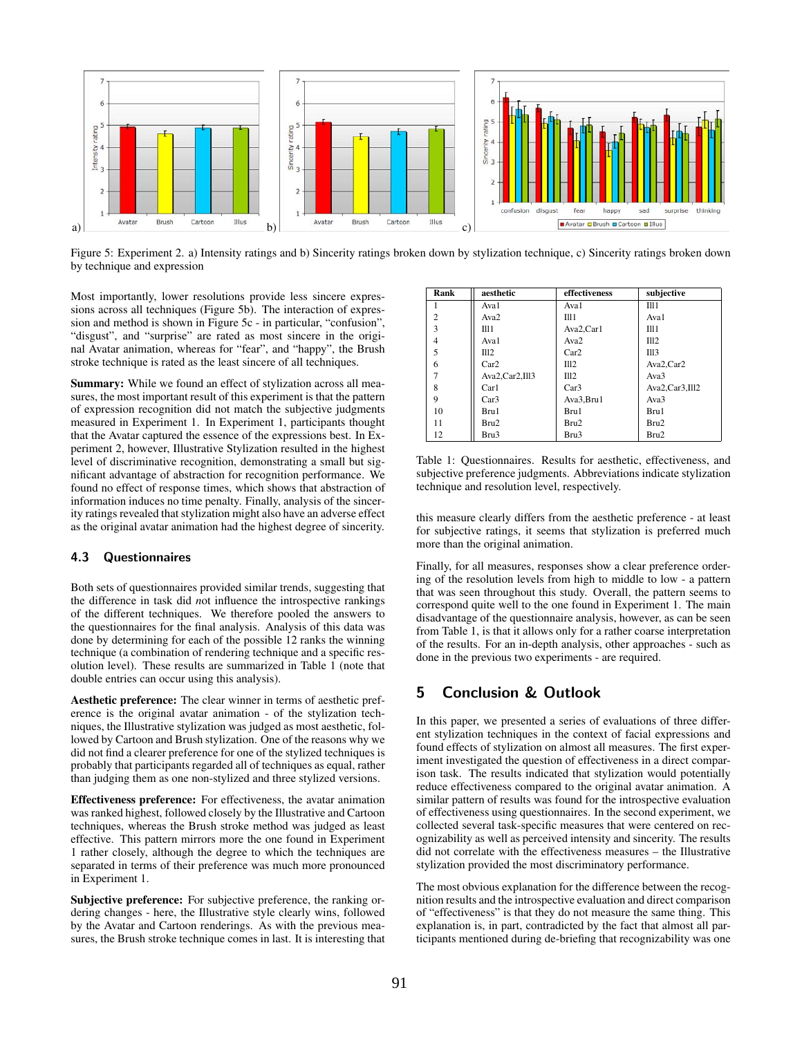Figure 5: Experiment 2. a) Intensity ratings and b) Sincerity ratings broken down by stylization technique, c) Sincerity ratings broken down by technique and expression

Most importantly, lower resolutions provide less sincere expressions across all techniques (Figure 5b). The interaction of expression and method is shown in Figure 5c - in particular, "confusion", "disgust", and "surprise" are rated as most sincere in the original Avatar animation, whereas for "fear", and "happy", the Brush stroke technique is rated as the least sincere of all techniques.

**Summary:** While we found an effect of stylization across all measures, the most important result of this experiment is that the pattern of expression recognition did not match the subjective judgments measured in Experiment 1. In Experiment 1, participants thought that the Avatar captured the essence of the expressions best. In Experiment 2, however, Illustrative Stylization resulted in the highest level of discriminative recognition, demonstrating a small but significant advantage of abstraction for recognition performance. We found no effect of response times, which shows that abstraction of information induces no time penalty. Finally, analysis of the sincerity ratings revealed that stylization might also have an adverse effect as the original avatar animation had the highest degree of sincerity.

### 4.3 Questionnaires

Both sets of questionnaires provided similar trends, suggesting that the difference in task did *not* influence the introspective rankings of the different techniques. We therefore pooled the answers to the questionnaires for the final analysis. Analysis of this data was done by determining for each of the possible 12 ranks the winning technique (a combination of rendering technique and a specific resolution level). These results are summarized in Table 1 (note that double entries can occur using this analysis).

**Aesthetic preference:** The clear winner in terms of aesthetic preference is the original avatar animation - of the stylization techniques, the Illustrative stylization was judged as most aesthetic, followed by Cartoon and Brush stylization. One of the reasons why we did not find a clearer preference for one of the stylized techniques is probably that participants regarded all of techniques as equal, rather than judging them as one non-stylized and three stylized versions.

**Effectiveness preference:** For effectiveness, the avatar animation was ranked highest, followed closely by the Illustrative and Cartoon techniques, whereas the Brush stroke method was judged as least effective. This pattern mirrors more the one found in Experiment 1 rather closely, although the degree to which the techniques are separated in terms of their preference was much more pronounced in Experiment 1.

**Subjective preference:** For subjective preference, the ranking ordering changes - here, the Illustrative style clearly wins, followed by the Avatar and Cartoon renderings. As with the previous measures, the Brush stroke technique comes in last. It is interesting that

| Rank | aesthetic | effectiveness | subjective |
|---|---|---|---|
| 1 | Ava1 | Ava1 | Ill1 |
| 2 | Ava2 | Ill1 | Ava1 |
| 3 | Ill1 | Ava2,Car1 | Ill1 |
| 4 | Ava1 | Ava2 | Ill2 |
| 5 | Ill2 | Car2 | Ill3 |
| 6 | Car2 | Ill2 | Ava2,Car2 |
| 7 | Ava2,Car2,Ill3 | Ill2 | Ava3 |
| 8 | Car1 | Car3 | Ava2,Car3,Ill2 |
| 9 | Car3 | Ava3,Bru1 | Ava3 |
| 10 | Bru1 | Bru1 | Bru1 |
| 11 | Bru2 | Bru2 | Bru2 |
| 12 | Bru3 | Bru3 | Bru2 |

Table 1: Questionnaires. Results for aesthetic, effectiveness, and subjective preference judgments. Abbreviations indicate stylization technique and resolution level, respectively.

this measure clearly differs from the aesthetic preference - at least for subjective ratings, it seems that stylization is preferred much more than the original animation.

Finally, for all measures, responses show a clear preference ordering of the resolution levels from high to middle to low - a pattern that was seen throughout this study. Overall, the pattern seems to correspond quite well to the one found in Experiment 1. The main disadvantage of the questionnaire analysis, however, as can be seen from Table 1, is that it allows only for a rather coarse interpretation of the results. For an in-depth analysis, other approaches - such as done in the previous two experiments - are required.

## 5 Conclusion & Outlook

In this paper, we presented a series of evaluations of three different stylization techniques in the context of facial expressions and found effects of stylization on almost all measures. The first experiment investigated the question of effectiveness in a direct comparison task. The results indicated that stylization would potentially reduce effectiveness compared to the original avatar animation. A similar pattern of results was found for the introspective evaluation of effectiveness using questionnaires. In the second experiment, we collected several task-specific measures that were centered on recognizability as well as perceived intensity and sincerity. The results did not correlate with the effectiveness measures – the Illustrative stylization provided the most discriminatory performance.

The most obvious explanation for the difference between the recognition results and the introspective evaluation and direct comparison of "effectiveness" is that they do not measure the same thing. This explanation is, in part, contradicted by the fact that almost all participants mentioned during de-briefing that recognizability was one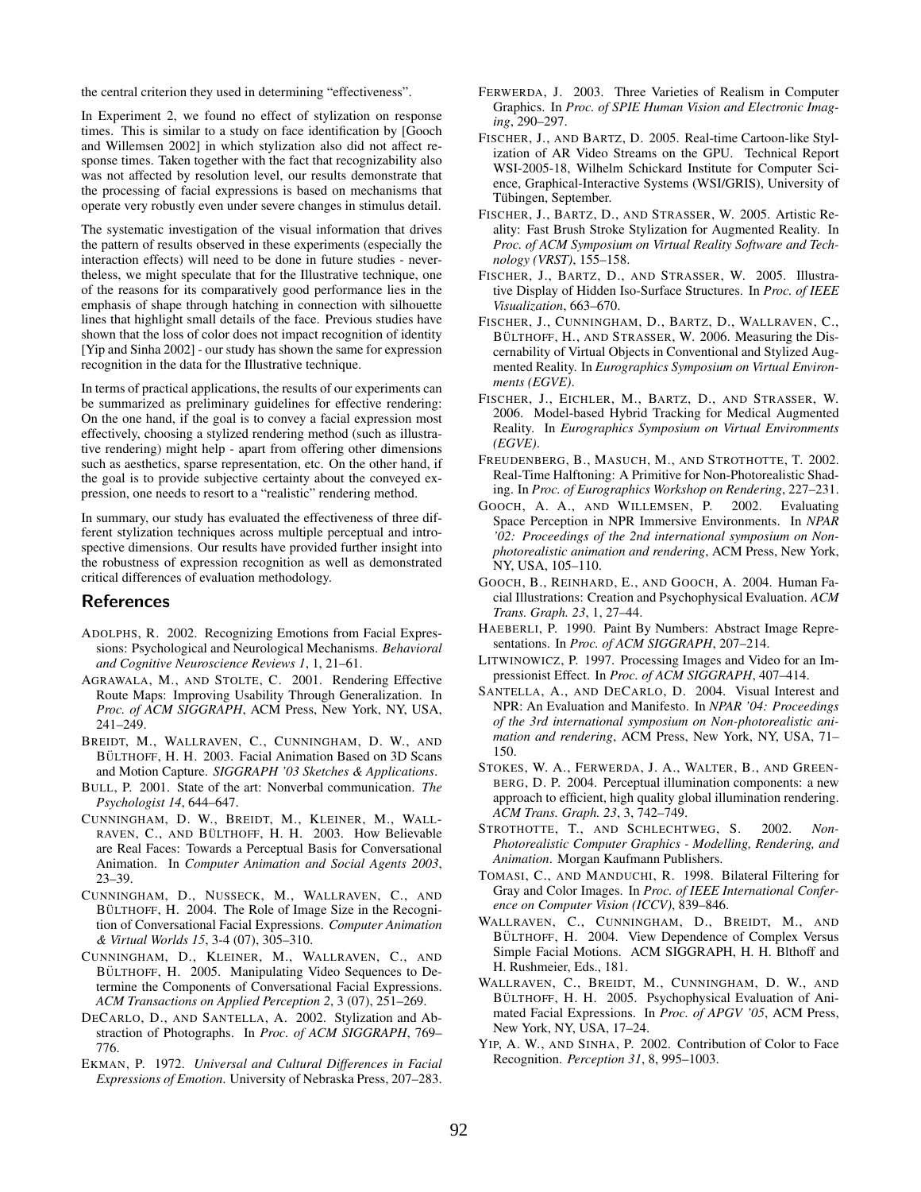the central criterion they used in determining "effectiveness".

In Experiment 2, we found no effect of stylization on response times. This is similar to a study on face identification by [Gooch and Willemsen 2002] in which stylization also did not affect response times. Taken together with the fact that recognizability also was not affected by resolution level, our results demonstrate that the processing of facial expressions is based on mechanisms that operate very robustly even under severe changes in stimulus detail.

The systematic investigation of the visual information that drives the pattern of results observed in these experiments (especially the interaction effects) will need to be done in future studies - nevertheless, we might speculate that for the Illustrative technique, one of the reasons for its comparatively good performance lies in the emphasis of shape through hatching in connection with silhouette lines that highlight small details of the face. Previous studies have shown that the loss of color does not impact recognition of identity [Yip and Sinha 2002] - our study has shown the same for expression recognition in the data for the Illustrative technique.

In terms of practical applications, the results of our experiments can be summarized as preliminary guidelines for effective rendering: On the one hand, if the goal is to convey a facial expression most effectively, choosing a stylized rendering method (such as illustrative rendering) might help - apart from offering other dimensions such as aesthetics, sparse representation, etc. On the other hand, if the goal is to provide subjective certainty about the conveyed expression, one needs to resort to a "realistic" rendering method.

In summary, our study has evaluated the effectiveness of three different stylization techniques across multiple perceptual and introspective dimensions. Our results have provided further insight into the robustness of expression recognition as well as demonstrated critical differences of evaluation methodology.

## References

ADOLPHS, R. 2002. Recognizing Emotions from Facial Expressions: Psychological and Neurological Mechanisms. *Behavioral and Cognitive Neuroscience Reviews 1*, 1, 21–61.

AGRAWALA, M., AND STOLTE, C. 2001. Rendering Effective Route Maps: Improving Usability Through Generalization. In *Proc. of ACM SIGGRAPH*, ACM Press, New York, NY, USA, 241–249.

BREIDT, M., WALLRAVEN, C., CUNNINGHAM, D. W., AND BÜLTHOFF, H. H. 2003. Facial Animation Based on 3D Scans and Motion Capture. *SIGGRAPH '03 Sketches & Applications*.

BULL, P. 2001. State of the art: Nonverbal communication. *The Psychologist 14*, 644–647.

CUNNINGHAM, D. W., BREIDT, M., KLEINER, M., WALLRAVEN, C., AND BÜLTHOFF, H. H. 2003. How Believable are Real Faces: Towards a Perceptual Basis for Conversational Animation. In *Computer Animation and Social Agents 2003*, 23–39.

CUNNINGHAM, D., NUSSECK, M., WALLRAVEN, C., AND BÜLTHOFF, H. 2004. The Role of Image Size in the Recognition of Conversational Facial Expressions. *Computer Animation & Virtual Worlds 15*, 3-4 (07), 305–310.

CUNNINGHAM, D., KLEINER, M., WALLRAVEN, C., AND BÜLTHOFF, H. 2005. Manipulating Video Sequences to Determine the Components of Conversational Facial Expressions. *ACM Transactions on Applied Perception 2*, 3 (07), 251–269.

DECARLO, D., AND SANTELLA, A. 2002. Stylization and Abstraction of Photographs. In *Proc. of ACM SIGGRAPH*, 769–776.

EKMAN, P. 1972. *Universal and Cultural Differences in Facial Expressions of Emotion*. University of Nebraska Press, 207–283.

FERWERDA, J. 2003. Three Varieties of Realism in Computer Graphics. In *Proc. of SPIE Human Vision and Electronic Imaging*, 290–297.

FISCHER, J., AND BARTZ, D. 2005. Real-time Cartoon-like Stylization of AR Video Streams on the GPU. Technical Report WSI-2005-18, Wilhelm Schickard Institute for Computer Science, Graphical-Interactive Systems (WSI/GRIS), University of Tübingen, September.

FISCHER, J., BARTZ, D., AND STRASSER, W. 2005. Artistic Reality: Fast Brush Stroke Stylization for Augmented Reality. In *Proc. of ACM Symposium on Virtual Reality Software and Technology (VRST)*, 155–158.

FISCHER, J., BARTZ, D., AND STRASSER, W. 2005. Illustrative Display of Hidden Iso-Surface Structures. In *Proc. of IEEE Visualization*, 663–670.

FISCHER, J., CUNNINGHAM, D., BARTZ, D., WALLRAVEN, C., BÜLTHOFF, H., AND STRASSER, W. 2006. Measuring the Discernability of Virtual Objects in Conventional and Stylized Augmented Reality. In *Eurographics Symposium on Virtual Environments (EGVE)*.

FISCHER, J., EICHLER, M., BARTZ, D., AND STRASSER, W. 2006. Model-based Hybrid Tracking for Medical Augmented Reality. In *Eurographics Symposium on Virtual Environments (EGVE)*.

FREUDENBERG, B., MASUCH, M., AND STROTHOTTE, T. 2002. Real-Time Halftoning: A Primitive for Non-Photorealistic Shading. In *Proc. of Eurographics Workshop on Rendering*, 227–231.

GOOCH, A. A., AND WILLEMSEN, P. 2002. Evaluating Space Perception in NPR Immersive Environments. In *NPAR '02: Proceedings of the 2nd international symposium on Non-photorealistic animation and rendering*, ACM Press, New York, NY, USA, 105–110.

GOOCH, B., REINHARD, E., AND GOOCH, A. 2004. Human Facial Illustrations: Creation and Psychophysical Evaluation. *ACM Trans. Graph. 23*, 1, 27–44.

HAEBERLI, P. 1990. Paint By Numbers: Abstract Image Representations. In *Proc. of ACM SIGGRAPH*, 207–214.

LITWINOWICZ, P. 1997. Processing Images and Video for an Impressionist Effect. In *Proc. of ACM SIGGRAPH*, 407–414.

SANTELLA, A., AND DECARLO, D. 2004. Visual Interest and NPR: An Evaluation and Manifesto. In *NPAR '04: Proceedings of the 3rd international symposium on Non-photorealistic animation and rendering*, ACM Press, New York, NY, USA, 71–150.

STOKES, W. A., FERWERDA, J. A., WALTER, B., AND GREENBERG, D. P. 2004. Perceptual illumination components: a new approach to efficient, high quality global illumination rendering. *ACM Trans. Graph. 23*, 3, 742–749.

STROTHOTTE, T., AND SCHLECHTWEG, S. 2002. *Non-Photorealistic Computer Graphics - Modelling, Rendering, and Animation*. Morgan Kaufmann Publishers.

TOMASI, C., AND MANDUCHI, R. 1998. Bilateral Filtering for Gray and Color Images. In *Proc. of IEEE International Conference on Computer Vision (ICCV)*, 839–846.

WALLRAVEN, C., CUNNINGHAM, D., BREIDT, M., AND BÜLTHOFF, H. 2004. View Dependence of Complex Versus Simple Facial Motions. ACM SIGGRAPH, H. H. Blthoff and H. Rushmeier, Eds., 181.

WALLRAVEN, C., BREIDT, M., CUNNINGHAM, D. W., AND BÜLTHOFF, H. H. 2005. Psychophysical Evaluation of Animated Facial Expressions. In *Proc. of APGV '05*, ACM Press, New York, NY, USA, 17–24.

YIP, A. W., AND SINHA, P. 2002. Contribution of Color to Face Recognition. *Perception 31*, 8, 995–1003.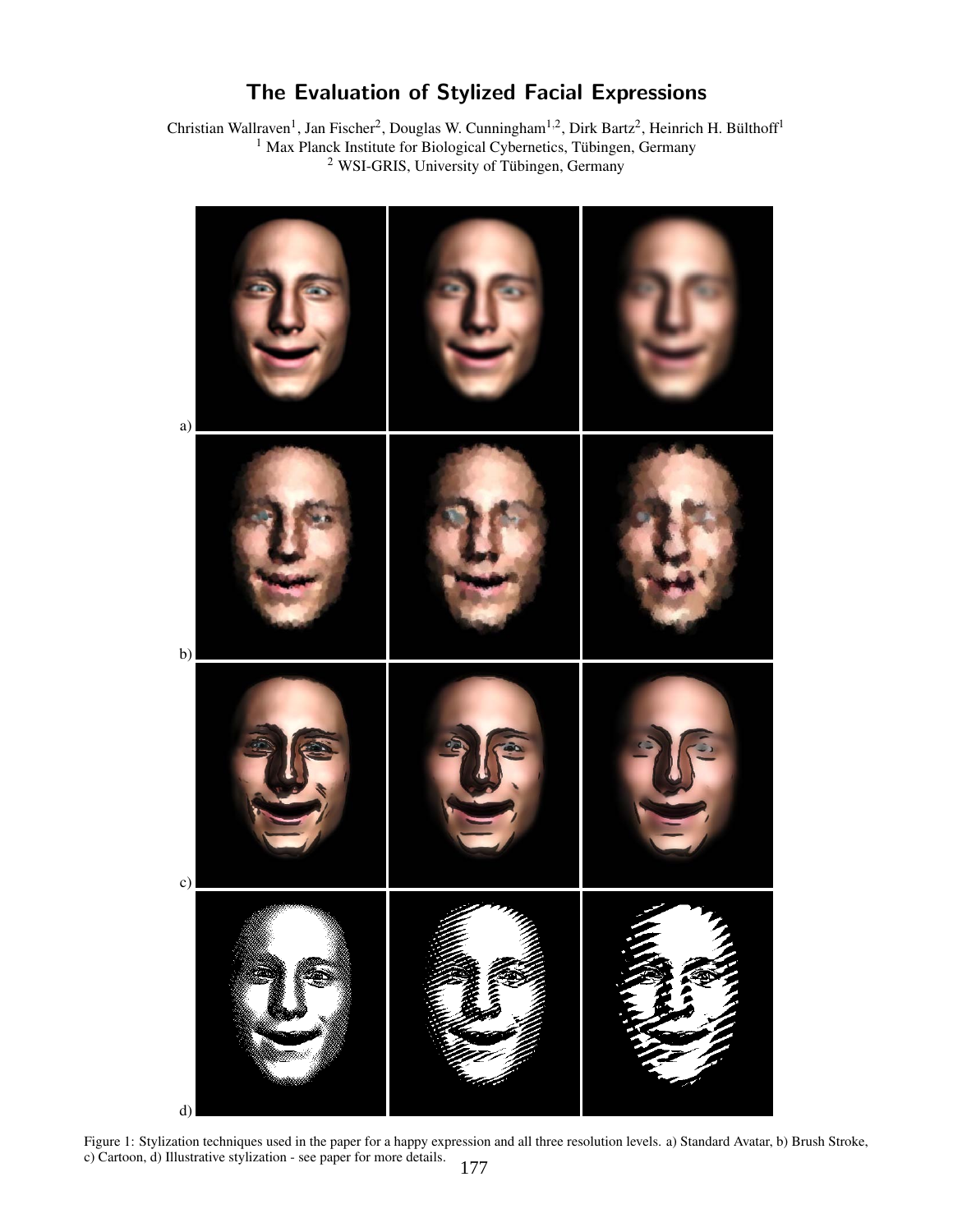# The Evaluation of Stylized Facial Expressions

Christian Wallraven[1], Jan Fischer[2], Douglas W. Cunningham[1,2], Dirk Bartz[2], Heinrich H. Bülthoff[1]

[1] Max Planck Institute for Biological Cybernetics, Tübingen, Germany

[2] WSI-GRIS, University of Tübingen, Germany

a)

b)

c)

d)

Figure 1: Stylization techniques used in the paper for a happy expression and all three resolution levels. a) Standard Avatar, b) Brush Stroke, c) Cartoon, d) Illustrative stylization - see paper for more details.